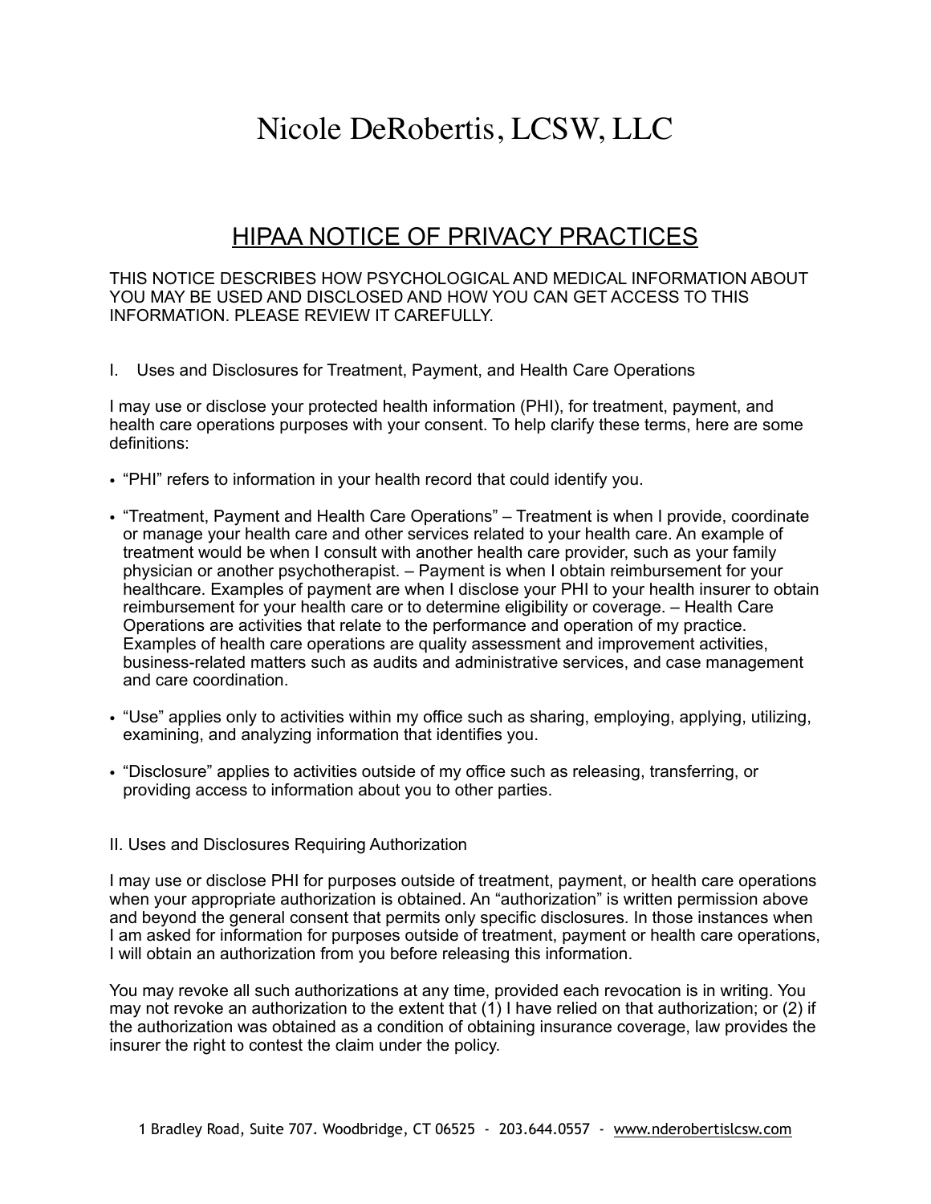# Nicole DeRobertis, LCSW, LLC

## HIPAA NOTICE OF PRIVACY PRACTICES

THIS NOTICE DESCRIBES HOW PSYCHOLOGICAL AND MEDICAL INFORMATION ABOUT YOU MAY BE USED AND DISCLOSED AND HOW YOU CAN GET ACCESS TO THIS INFORMATION. PLEASE REVIEW IT CAREFULLY.

### I. Uses and Disclosures for Treatment, Payment, and Health Care Operations

I may use or disclose your protected health information (PHI), for treatment, payment, and health care operations purposes with your consent. To help clarify these terms, here are some definitions:

- "PHI" refers to information in your health record that could identify you.
- "Treatment, Payment and Health Care Operations" – Treatment is when I provide, coordinate or manage your health care and other services related to your health care. An example of treatment would be when I consult with another health care provider, such as your family physician or another psychotherapist. – Payment is when I obtain reimbursement for your healthcare. Examples of payment are when I disclose your PHI to your health insurer to obtain reimbursement for your health care or to determine eligibility or coverage. – Health Care Operations are activities that relate to the performance and operation of my practice. Examples of health care operations are quality assessment and improvement activities, business-related matters such as audits and administrative services, and case management and care coordination.
- "Use" applies only to activities within my office such as sharing, employing, applying, utilizing, examining, and analyzing information that identifies you.
- "Disclosure" applies to activities outside of my office such as releasing, transferring, or providing access to information about you to other parties.

### II. Uses and Disclosures Requiring Authorization

I may use or disclose PHI for purposes outside of treatment, payment, or health care operations when your appropriate authorization is obtained. An "authorization" is written permission above and beyond the general consent that permits only specific disclosures. In those instances when I am asked for information for purposes outside of treatment, payment or health care operations, I will obtain an authorization from you before releasing this information.

You may revoke all such authorizations at any time, provided each revocation is in writing. You may not revoke an authorization to the extent that (1) I have relied on that authorization; or (2) if the authorization was obtained as a condition of obtaining insurance coverage, law provides the insurer the right to contest the claim under the policy.

1 Bradley Road, Suite 707. Woodbridge, CT 06525 - 203.644.0557 - www.nderobertislcsw.com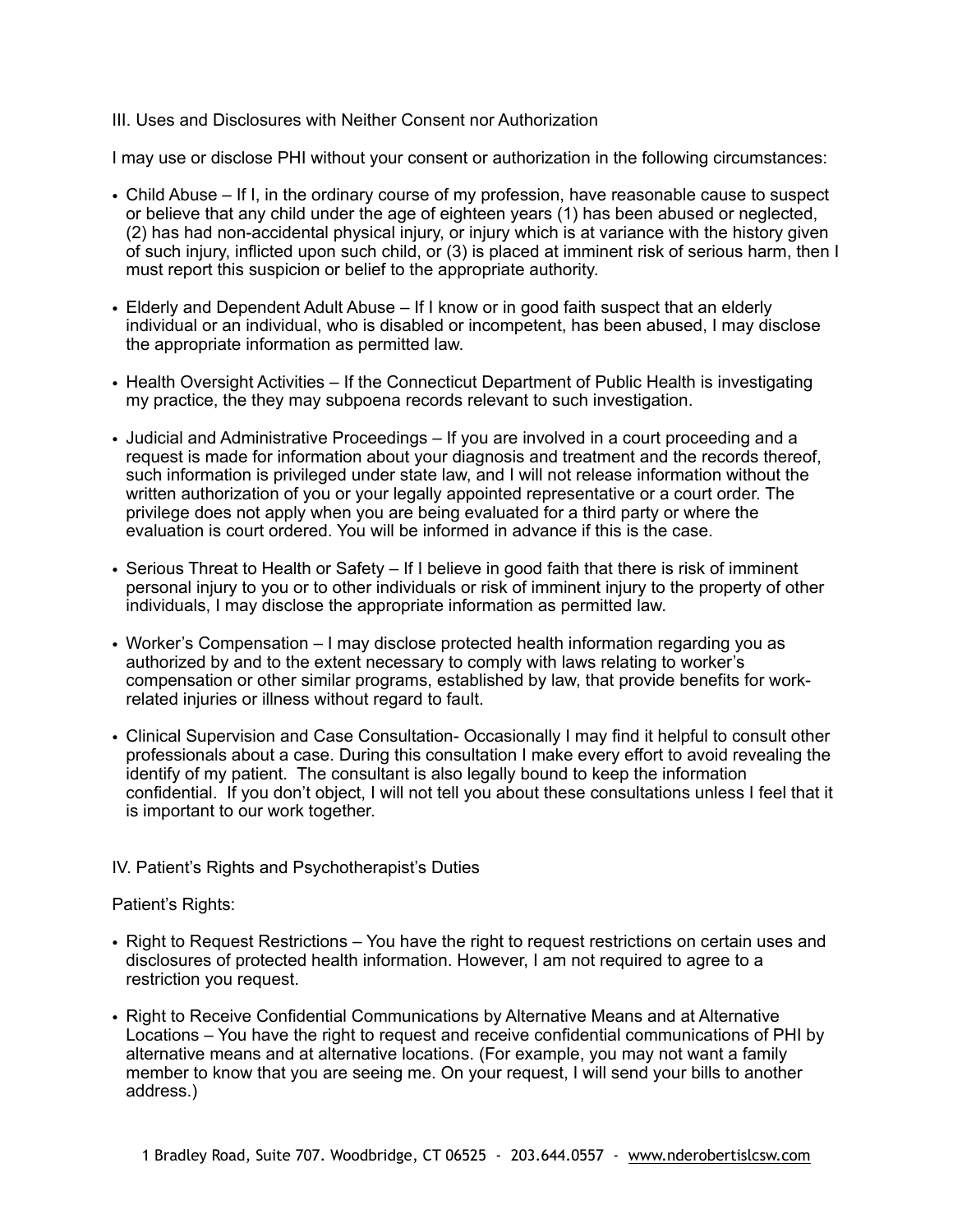## III. Uses and Disclosures with Neither Consent nor Authorization

I may use or disclose PHI without your consent or authorization in the following circumstances:

- Child Abuse – If I, in the ordinary course of my profession, have reasonable cause to suspect or believe that any child under the age of eighteen years (1) has been abused or neglected, (2) has had non-accidental physical injury, or injury which is at variance with the history given of such injury, inflicted upon such child, or (3) is placed at imminent risk of serious harm, then I must report this suspicion or belief to the appropriate authority.

- Elderly and Dependent Adult Abuse – If I know or in good faith suspect that an elderly individual or an individual, who is disabled or incompetent, has been abused, I may disclose the appropriate information as permitted law.

- Health Oversight Activities – If the Connecticut Department of Public Health is investigating my practice, the they may subpoena records relevant to such investigation.

- Judicial and Administrative Proceedings – If you are involved in a court proceeding and a request is made for information about your diagnosis and treatment and the records thereof, such information is privileged under state law, and I will not release information without the written authorization of you or your legally appointed representative or a court order. The privilege does not apply when you are being evaluated for a third party or where the evaluation is court ordered. You will be informed in advance if this is the case.

- Serious Threat to Health or Safety – If I believe in good faith that there is risk of imminent personal injury to you or to other individuals or risk of imminent injury to the property of other individuals, I may disclose the appropriate information as permitted law.

- Worker's Compensation – I may disclose protected health information regarding you as authorized by and to the extent necessary to comply with laws relating to worker's compensation or other similar programs, established by law, that provide benefits for work-related injuries or illness without regard to fault.

- Clinical Supervision and Case Consultation- Occasionally I may find it helpful to consult other professionals about a case. During this consultation I make every effort to avoid revealing the identify of my patient. The consultant is also legally bound to keep the information confidential. If you don't object, I will not tell you about these consultations unless I feel that it is important to our work together.

## IV. Patient's Rights and Psychotherapist's Duties

Patient's Rights:

- Right to Request Restrictions – You have the right to request restrictions on certain uses and disclosures of protected health information. However, I am not required to agree to a restriction you request.

- Right to Receive Confidential Communications by Alternative Means and at Alternative Locations – You have the right to request and receive confidential communications of PHI by alternative means and at alternative locations. (For example, you may not want a family member to know that you are seeing me. On your request, I will send your bills to another address.)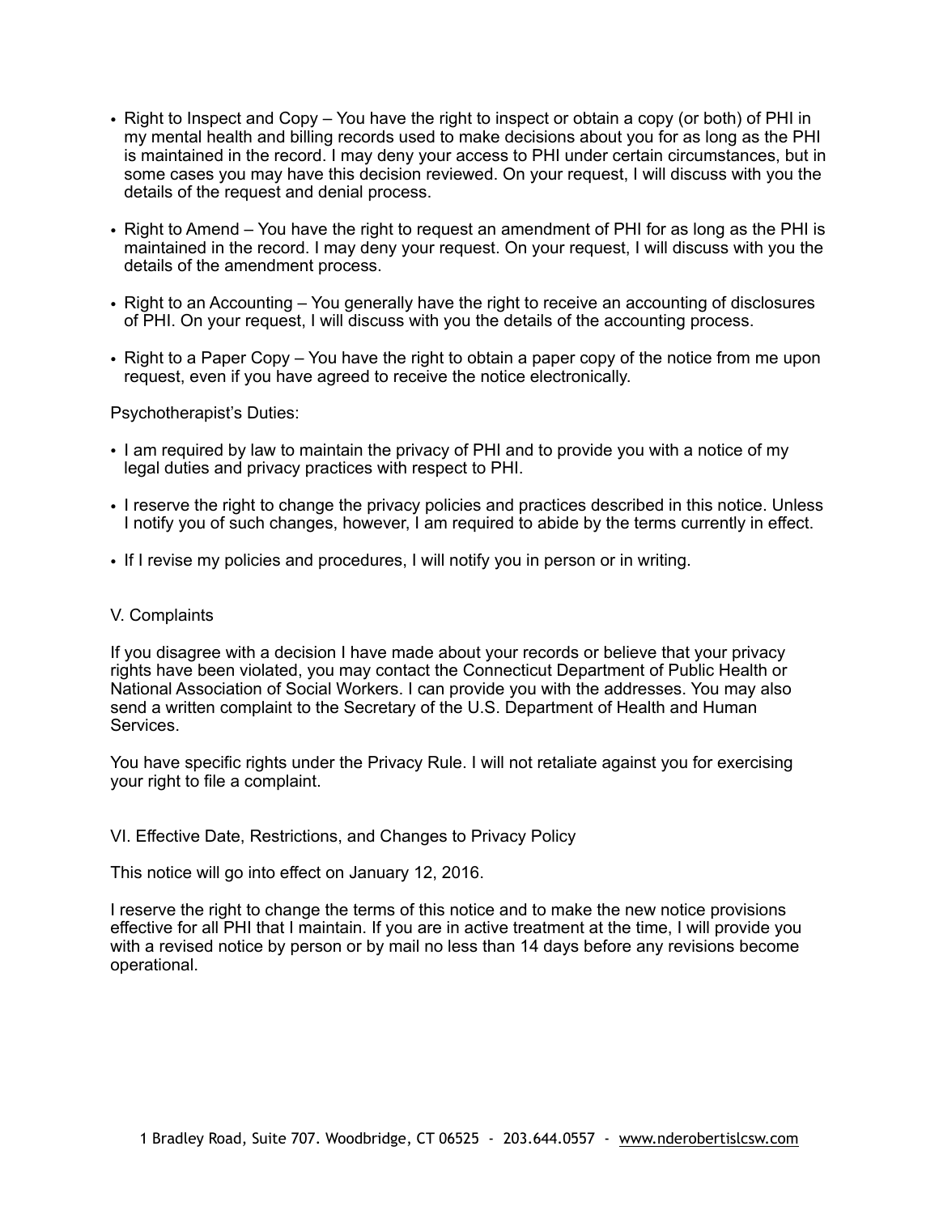- Right to Inspect and Copy – You have the right to inspect or obtain a copy (or both) of PHI in my mental health and billing records used to make decisions about you for as long as the PHI is maintained in the record. I may deny your access to PHI under certain circumstances, but in some cases you may have this decision reviewed. On your request, I will discuss with you the details of the request and denial process.

- Right to Amend – You have the right to request an amendment of PHI for as long as the PHI is maintained in the record. I may deny your request. On your request, I will discuss with you the details of the amendment process.

- Right to an Accounting – You generally have the right to receive an accounting of disclosures of PHI. On your request, I will discuss with you the details of the accounting process.

- Right to a Paper Copy – You have the right to obtain a paper copy of the notice from me upon request, even if you have agreed to receive the notice electronically.

Psychotherapist's Duties:

- I am required by law to maintain the privacy of PHI and to provide you with a notice of my legal duties and privacy practices with respect to PHI.

- I reserve the right to change the privacy policies and practices described in this notice. Unless I notify you of such changes, however, I am required to abide by the terms currently in effect.

- If I revise my policies and procedures, I will notify you in person or in writing.

## V. Complaints

If you disagree with a decision I have made about your records or believe that your privacy rights have been violated, you may contact the Connecticut Department of Public Health or National Association of Social Workers. I can provide you with the addresses. You may also send a written complaint to the Secretary of the U.S. Department of Health and Human Services.

You have specific rights under the Privacy Rule. I will not retaliate against you for exercising your right to file a complaint.

## VI. Effective Date, Restrictions, and Changes to Privacy Policy

This notice will go into effect on January 12, 2016.

I reserve the right to change the terms of this notice and to make the new notice provisions effective for all PHI that I maintain. If you are in active treatment at the time, I will provide you with a revised notice by person or by mail no less than 14 days before any revisions become operational.

1 Bradley Road, Suite 707. Woodbridge, CT 06525 - 203.644.0557 - www.nderobertislcsw.com